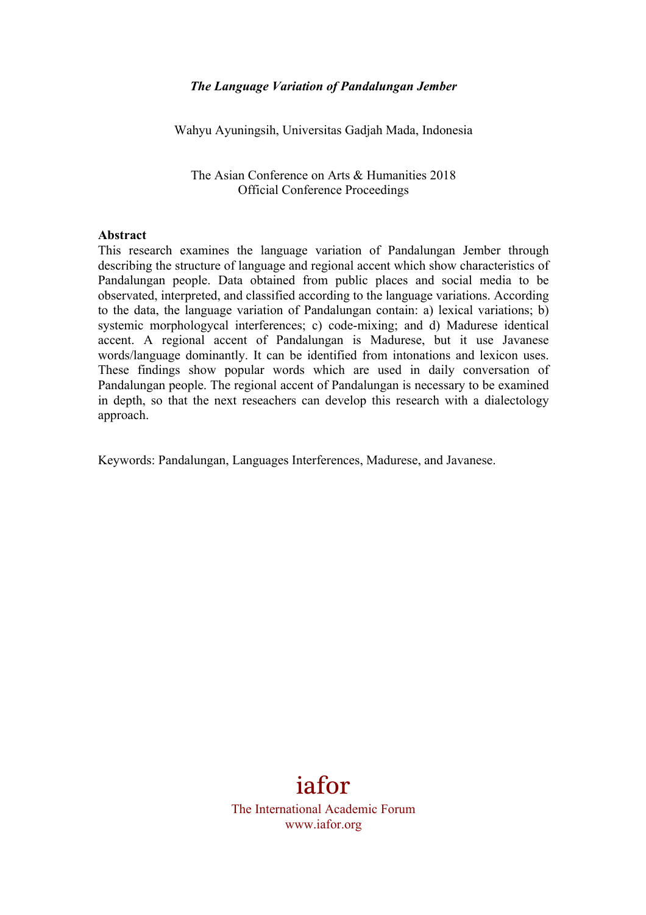# *The Language Variation of Pandalungan Jember*

Wahyu Ayuningsih, Universitas Gadjah Mada, Indonesia

The Asian Conference on Arts & Humanities 2018
Official Conference Proceedings

**Abstract**

This research examines the language variation of Pandalungan Jember through describing the structure of language and regional accent which show characteristics of Pandalungan people. Data obtained from public places and social media to be observated, interpreted, and classified according to the language variations. According to the data, the language variation of Pandalungan contain: a) lexical variations; b) systemic morphologycal interferences; c) code-mixing; and d) Madurese identical accent. A regional accent of Pandalungan is Madurese, but it use Javanese words/language dominantly. It can be identified from intonations and lexicon uses. These findings show popular words which are used in daily conversation of Pandalungan people. The regional accent of Pandalungan is necessary to be examined in depth, so that the next reseachers can develop this research with a dialectology approach.

Keywords: Pandalungan, Languages Interferences, Madurese, and Javanese.

iafor

The International Academic Forum
www.iafor.org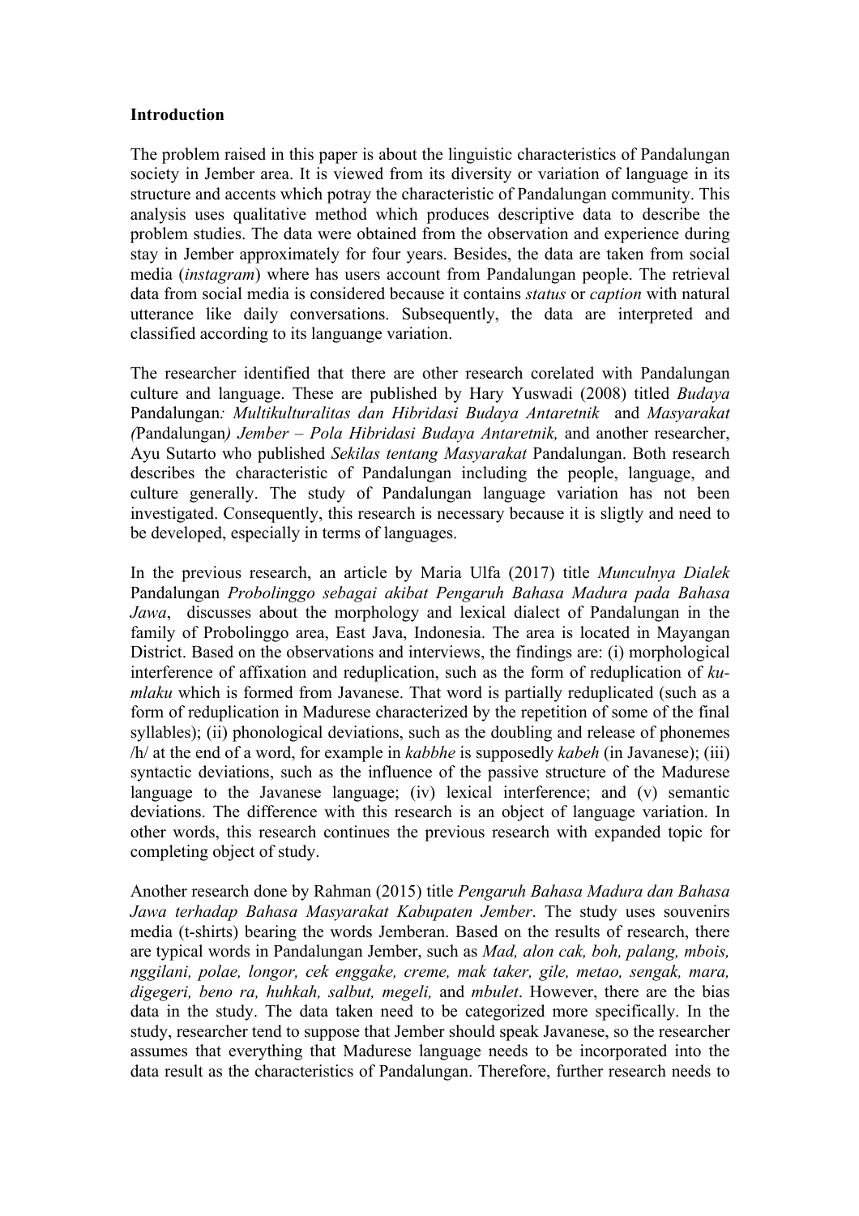**Introduction**

The problem raised in this paper is about the linguistic characteristics of Pandalungan society in Jember area. It is viewed from its diversity or variation of language in its structure and accents which potray the characteristic of Pandalungan community. This analysis uses qualitative method which produces descriptive data to describe the problem studies. The data were obtained from the observation and experience during stay in Jember approximately for four years. Besides, the data are taken from social media (*instagram*) where has users account from Pandalungan people. The retrieval data from social media is considered because it contains *status* or *caption* with natural utterance like daily conversations. Subsequently, the data are interpreted and classified according to its languange variation.

The researcher identified that there are other research corelated with Pandalungan culture and language. These are published by Hary Yuswadi (2008) titled *Budaya* Pandalungan*: Multikulturalitas dan Hibridasi Budaya Antaretnik* and *Masyarakat (*Pandalungan*) Jember – Pola Hibridasi Budaya Antaretnik,* and another researcher, Ayu Sutarto who published *Sekilas tentang Masyarakat* Pandalungan. Both research describes the characteristic of Pandalungan including the people, language, and culture generally. The study of Pandalungan language variation has not been investigated. Consequently, this research is necessary because it is sligtly and need to be developed, especially in terms of languages.

In the previous research, an article by Maria Ulfa (2017) title *Munculnya Dialek* Pandalungan *Probolinggo sebagai akibat Pengaruh Bahasa Madura pada Bahasa Jawa*, discusses about the morphology and lexical dialect of Pandalungan in the family of Probolinggo area, East Java, Indonesia. The area is located in Mayangan District. Based on the observations and interviews, the findings are: (i) morphological interference of affixation and reduplication, such as the form of reduplication of *ku-mlaku* which is formed from Javanese. That word is partially reduplicated (such as a form of reduplication in Madurese characterized by the repetition of some of the final syllables); (ii) phonological deviations, such as the doubling and release of phonemes /h/ at the end of a word, for example in *kabbhe* is supposedly *kabeh* (in Javanese); (iii) syntactic deviations, such as the influence of the passive structure of the Madurese language to the Javanese language; (iv) lexical interference; and (v) semantic deviations. The difference with this research is an object of language variation. In other words, this research continues the previous research with expanded topic for completing object of study.

Another research done by Rahman (2015) title *Pengaruh Bahasa Madura dan Bahasa Jawa terhadap Bahasa Masyarakat Kabupaten Jember*. The study uses souvenirs media (t-shirts) bearing the words Jemberan. Based on the results of research, there are typical words in Pandalungan Jember, such as *Mad, alon cak, boh, palang, mbois, nggilani, polae, longor, cek enggake, creme, mak taker, gile, metao, sengak, mara, digegeri, beno ra, huhkah, salbut, megeli,* and *mbulet*. However, there are the bias data in the study. The data taken need to be categorized more specifically. In the study, researcher tend to suppose that Jember should speak Javanese, so the researcher assumes that everything that Madurese language needs to be incorporated into the data result as the characteristics of Pandalungan. Therefore, further research needs to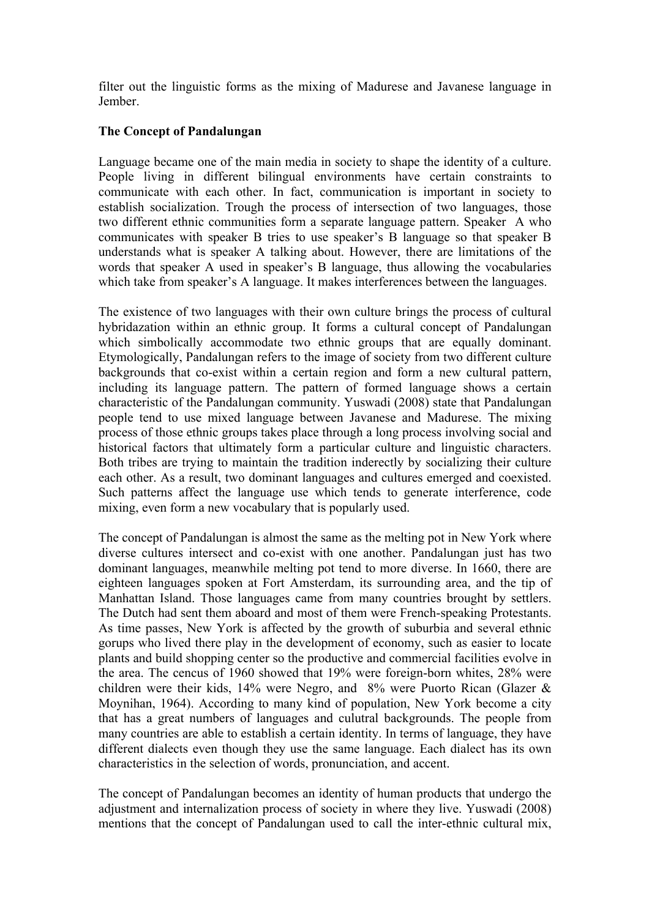filter out the linguistic forms as the mixing of Madurese and Javanese language in Jember.

**The Concept of Pandalungan**

Language became one of the main media in society to shape the identity of a culture. People living in different bilingual environments have certain constraints to communicate with each other. In fact, communication is important in society to establish socialization. Trough the process of intersection of two languages, those two different ethnic communities form a separate language pattern. Speaker A who communicates with speaker B tries to use speaker's B language so that speaker B understands what is speaker A talking about. However, there are limitations of the words that speaker A used in speaker's B language, thus allowing the vocabularies which take from speaker's A language. It makes interferences between the languages.

The existence of two languages with their own culture brings the process of cultural hybridazation within an ethnic group. It forms a cultural concept of Pandalungan which simbolically accommodate two ethnic groups that are equally dominant. Etymologically, Pandalungan refers to the image of society from two different culture backgrounds that co-exist within a certain region and form a new cultural pattern, including its language pattern. The pattern of formed language shows a certain characteristic of the Pandalungan community. Yuswadi (2008) state that Pandalungan people tend to use mixed language between Javanese and Madurese. The mixing process of those ethnic groups takes place through a long process involving social and historical factors that ultimately form a particular culture and linguistic characters. Both tribes are trying to maintain the tradition inderectly by socializing their culture each other. As a result, two dominant languages and cultures emerged and coexisted. Such patterns affect the language use which tends to generate interference, code mixing, even form a new vocabulary that is popularly used.

The concept of Pandalungan is almost the same as the melting pot in New York where diverse cultures intersect and co-exist with one another. Pandalungan just has two dominant languages, meanwhile melting pot tend to more diverse. In 1660, there are eighteen languages spoken at Fort Amsterdam, its surrounding area, and the tip of Manhattan Island. Those languages came from many countries brought by settlers. The Dutch had sent them aboard and most of them were French-speaking Protestants. As time passes, New York is affected by the growth of suburbia and several ethnic gorups who lived there play in the development of economy, such as easier to locate plants and build shopping center so the productive and commercial facilities evolve in the area. The cencus of 1960 showed that 19% were foreign-born whites, 28% were children were their kids, 14% were Negro, and 8% were Puorto Rican (Glazer & Moynihan, 1964). According to many kind of population, New York become a city that has a great numbers of languages and culutral backgrounds. The people from many countries are able to establish a certain identity. In terms of language, they have different dialects even though they use the same language. Each dialect has its own characteristics in the selection of words, pronunciation, and accent.

The concept of Pandalungan becomes an identity of human products that undergo the adjustment and internalization process of society in where they live. Yuswadi (2008) mentions that the concept of Pandalungan used to call the inter-ethnic cultural mix,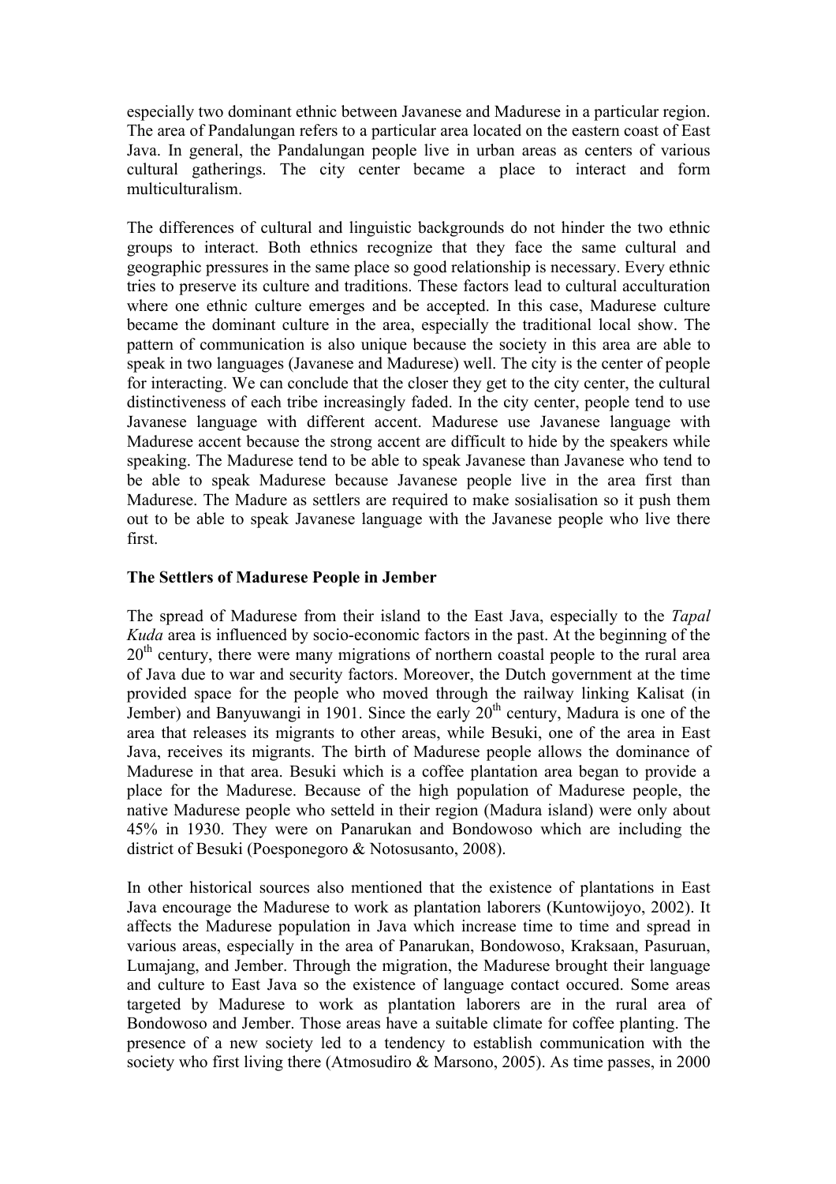especially two dominant ethnic between Javanese and Madurese in a particular region. The area of Pandalungan refers to a particular area located on the eastern coast of East Java. In general, the Pandalungan people live in urban areas as centers of various cultural gatherings. The city center became a place to interact and form multiculturalism.

The differences of cultural and linguistic backgrounds do not hinder the two ethnic groups to interact. Both ethnics recognize that they face the same cultural and geographic pressures in the same place so good relationship is necessary. Every ethnic tries to preserve its culture and traditions. These factors lead to cultural acculturation where one ethnic culture emerges and be accepted. In this case, Madurese culture became the dominant culture in the area, especially the traditional local show. The pattern of communication is also unique because the society in this area are able to speak in two languages (Javanese and Madurese) well. The city is the center of people for interacting. We can conclude that the closer they get to the city center, the cultural distinctiveness of each tribe increasingly faded. In the city center, people tend to use Javanese language with different accent. Madurese use Javanese language with Madurese accent because the strong accent are difficult to hide by the speakers while speaking. The Madurese tend to be able to speak Javanese than Javanese who tend to be able to speak Madurese because Javanese people live in the area first than Madurese. The Madure as settlers are required to make sosialisation so it push them out to be able to speak Javanese language with the Javanese people who live there first.

### The Settlers of Madurese People in Jember

The spread of Madurese from their island to the East Java, especially to the *Tapal Kuda* area is influenced by socio-economic factors in the past. At the beginning of the 20th century, there were many migrations of northern coastal people to the rural area of Java due to war and security factors. Moreover, the Dutch government at the time provided space for the people who moved through the railway linking Kalisat (in Jember) and Banyuwangi in 1901. Since the early 20th century, Madura is one of the area that releases its migrants to other areas, while Besuki, one of the area in East Java, receives its migrants. The birth of Madurese people allows the dominance of Madurese in that area. Besuki which is a coffee plantation area began to provide a place for the Madurese. Because of the high population of Madurese people, the native Madurese people who setteld in their region (Madura island) were only about 45% in 1930. They were on Panarukan and Bondowoso which are including the district of Besuki (Poesponegoro & Notosusanto, 2008).

In other historical sources also mentioned that the existence of plantations in East Java encourage the Madurese to work as plantation laborers (Kuntowijoyo, 2002). It affects the Madurese population in Java which increase time to time and spread in various areas, especially in the area of Panarukan, Bondowoso, Kraksaan, Pasuruan, Lumajang, and Jember. Through the migration, the Madurese brought their language and culture to East Java so the existence of language contact occured. Some areas targeted by Madurese to work as plantation laborers are in the rural area of Bondowoso and Jember. Those areas have a suitable climate for coffee planting. The presence of a new society led to a tendency to establish communication with the society who first living there (Atmosudiro & Marsono, 2005). As time passes, in 2000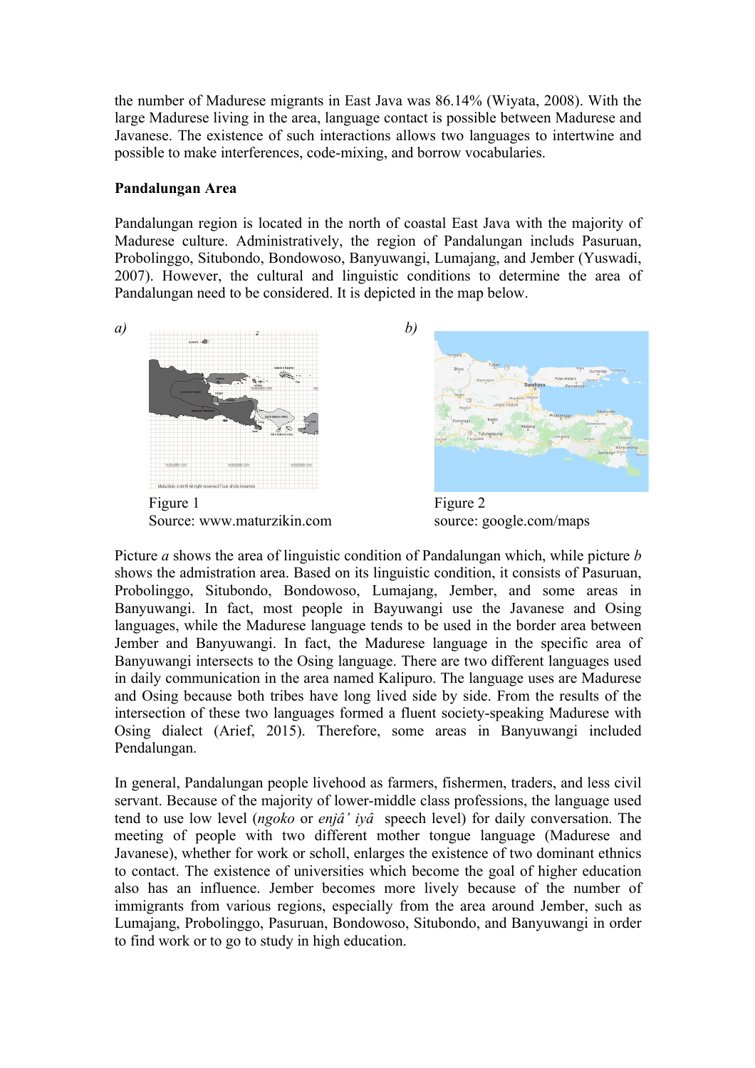the number of Madurese migrants in East Java was 86.14% (Wiyata, 2008). With the large Madurese living in the area, language contact is possible between Madurese and Javanese. The existence of such interactions allows two languages to intertwine and possible to make interferences, code-mixing, and borrow vocabularies.

**Pandalungan Area**

Pandalungan region is located in the north of coastal East Java with the majority of Madurese culture. Administratively, the region of Pandalungan includs Pasuruan, Probolinggo, Situbondo, Bondowoso, Banyuwangi, Lumajang, and Jember (Yuswadi, 2007). However, the cultural and linguistic conditions to determine the area of Pandalungan need to be considered. It is depicted in the map below.

*a)*

Figure 1
Source: www.maturzikin.com

*b)*

Figure 2
source: google.com/maps

Picture *a* shows the area of linguistic condition of Pandalungan which, while picture *b* shows the admistration area. Based on its linguistic condition, it consists of Pasuruan, Probolinggo, Situbondo, Bondowoso, Lumajang, Jember, and some areas in Banyuwangi. In fact, most people in Bayuwangi use the Javanese and Osing languages, while the Madurese language tends to be used in the border area between Jember and Banyuwangi. In fact, the Madurese language in the specific area of Banyuwangi intersects to the Osing language. There are two different languages used in daily communication in the area named Kalipuro. The language uses are Madurese and Osing because both tribes have long lived side by side. From the results of the intersection of these two languages formed a fluent society-speaking Madurese with Osing dialect (Arief, 2015). Therefore, some areas in Banyuwangi included Pendalungan.

In general, Pandalungan people livehood as farmers, fishermen, traders, and less civil servant. Because of the majority of lower-middle class professions, the language used tend to use low level (*ngoko* or *enjâ' iyâ* speech level) for daily conversation. The meeting of people with two different mother tongue language (Madurese and Javanese), whether for work or scholl, enlarges the existence of two dominant ethnics to contact. The existence of universities which become the goal of higher education also has an influence. Jember becomes more lively because of the number of immigrants from various regions, especially from the area around Jember, such as Lumajang, Probolinggo, Pasuruan, Bondowoso, Situbondo, and Banyuwangi in order to find work or to go to study in high education.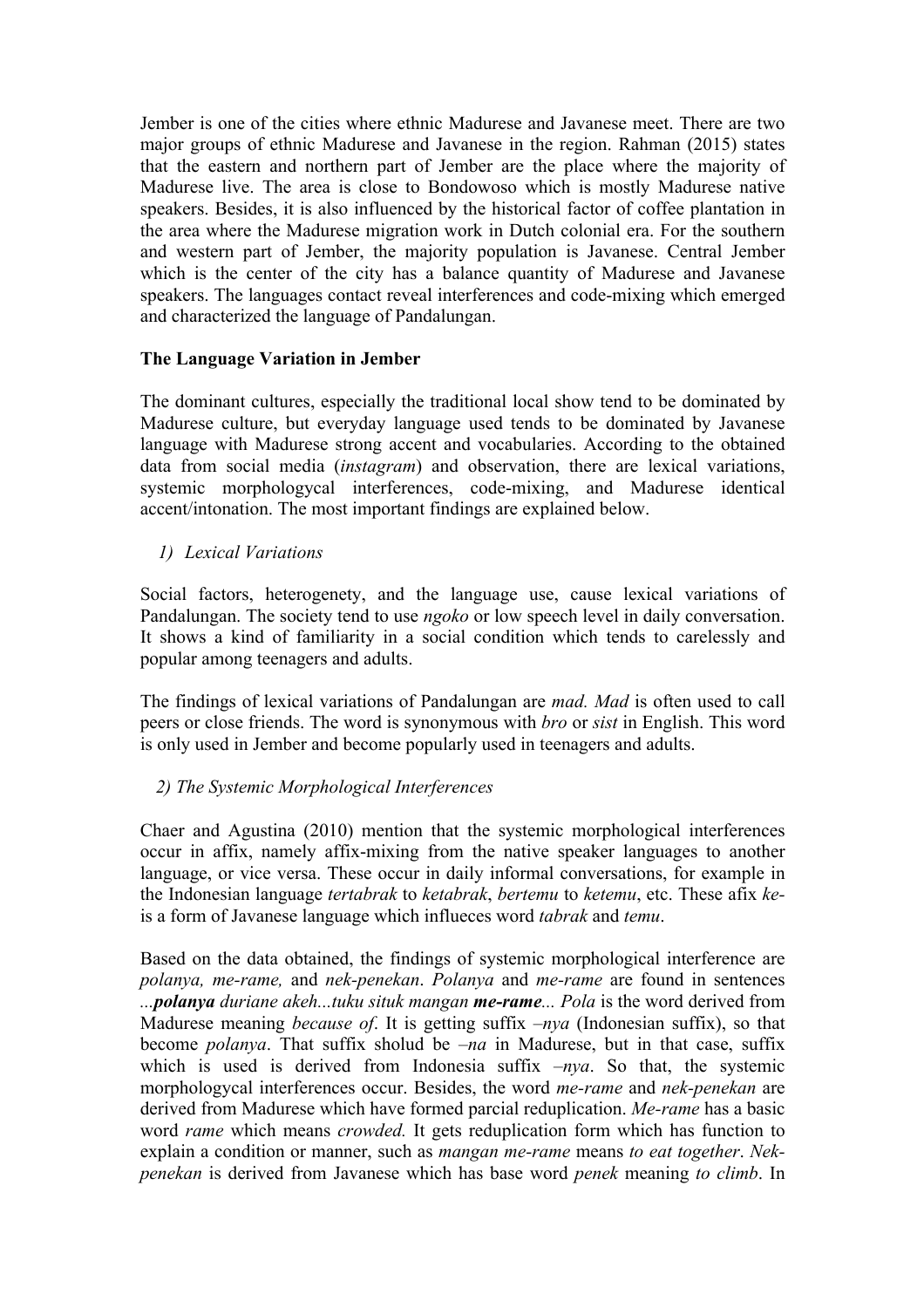Jember is one of the cities where ethnic Madurese and Javanese meet. There are two major groups of ethnic Madurese and Javanese in the region. Rahman (2015) states that the eastern and northern part of Jember are the place where the majority of Madurese live. The area is close to Bondowoso which is mostly Madurese native speakers. Besides, it is also influenced by the historical factor of coffee plantation in the area where the Madurese migration work in Dutch colonial era. For the southern and western part of Jember, the majority population is Javanese. Central Jember which is the center of the city has a balance quantity of Madurese and Javanese speakers. The languages contact reveal interferences and code-mixing which emerged and characterized the language of Pandalungan.

**The Language Variation in Jember**

The dominant cultures, especially the traditional local show tend to be dominated by Madurese culture, but everyday language used tends to be dominated by Javanese language with Madurese strong accent and vocabularies. According to the obtained data from social media (*instagram*) and observation, there are lexical variations, systemic morphologycal interferences, code-mixing, and Madurese identical accent/intonation. The most important findings are explained below.

1) *Lexical Variations*

Social factors, heterogenety, and the language use, cause lexical variations of Pandalungan. The society tend to use *ngoko* or low speech level in daily conversation. It shows a kind of familiarity in a social condition which tends to carelessly and popular among teenagers and adults.

The findings of lexical variations of Pandalungan are *mad. Mad* is often used to call peers or close friends. The word is synonymous with *bro* or *sist* in English. This word is only used in Jember and become popularly used in teenagers and adults.

2) *The Systemic Morphological Interferences*

Chaer and Agustina (2010) mention that the systemic morphological interferences occur in affix, namely affix-mixing from the native speaker languages to another language, or vice versa. These occur in daily informal conversations, for example in the Indonesian language *tertabrak* to *ketabrak*, *bertemu* to *ketemu*, etc. These afix *ke-* is a form of Javanese language which influeces word *tabrak* and *temu*.

Based on the data obtained, the findings of systemic morphological interference are *polanya, me-rame,* and *nek-penekan*. *Polanya* and *me-rame* are found in sentences ...***polanya*** *duriane akeh...tuku situk mangan* ***me-rame****...* *Pola* is the word derived from Madurese meaning *because of*. It is getting suffix *–nya* (Indonesian suffix), so that become *polanya*. That suffix sholud be *–na* in Madurese, but in that case, suffix which is used is derived from Indonesia suffix *–nya*. So that, the systemic morphologycal interferences occur. Besides, the word *me-rame* and *nek-penekan* are derived from Madurese which have formed parcial reduplication. *Me-rame* has a basic word *rame* which means *crowded.* It gets reduplication form which has function to explain a condition or manner, such as *mangan me-rame* means *to eat together*. *Nek-penekan* is derived from Javanese which has base word *penek* meaning *to climb*. In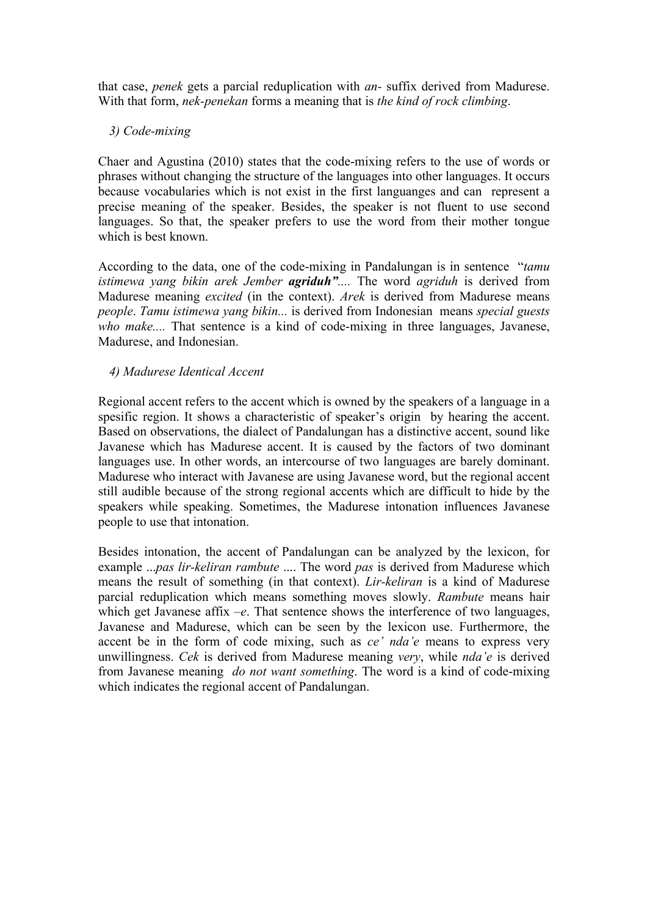that case, *penek* gets a parcial reduplication with *an-* suffix derived from Madurese. With that form, *nek-penekan* forms a meaning that is *the kind of rock climbing*.

*3) Code-mixing*

Chaer and Agustina (2010) states that the code-mixing refers to the use of words or phrases without changing the structure of the languages into other languages. It occurs because vocabularies which is not exist in the first languanges and can represent a precise meaning of the speaker. Besides, the speaker is not fluent to use second languages. So that, the speaker prefers to use the word from their mother tongue which is best known.

According to the data, one of the code-mixing in Pandalungan is in sentence "*tamu istimewa yang bikin arek Jember* ***agriduh"****....* The word *agriduh* is derived from Madurese meaning *excited* (in the context). *Arek* is derived from Madurese means *people*. *Tamu istimewa yang bikin...* is derived from Indonesian means *special guests who make....* That sentence is a kind of code-mixing in three languages, Javanese, Madurese, and Indonesian.

*4) Madurese Identical Accent*

Regional accent refers to the accent which is owned by the speakers of a language in a spesific region. It shows a characteristic of speaker's origin by hearing the accent. Based on observations, the dialect of Pandalungan has a distinctive accent, sound like Javanese which has Madurese accent. It is caused by the factors of two dominant languages use. In other words, an intercourse of two languages are barely dominant. Madurese who interact with Javanese are using Javanese word, but the regional accent still audible because of the strong regional accents which are difficult to hide by the speakers while speaking. Sometimes, the Madurese intonation influences Javanese people to use that intonation.

Besides intonation, the accent of Pandalungan can be analyzed by the lexicon, for example *...pas lir-keliran rambute ....* The word *pas* is derived from Madurese which means the result of something (in that context). *Lir-keliran* is a kind of Madurese parcial reduplication which means something moves slowly. *Rambute* means hair which get Javanese affix *–e*. That sentence shows the interference of two languages, Javanese and Madurese, which can be seen by the lexicon use. Furthermore, the accent be in the form of code mixing, such as *ce' nda'e* means to express very unwillingness. *Cek* is derived from Madurese meaning *very*, while *nda'e* is derived from Javanese meaning *do not want something*. The word is a kind of code-mixing which indicates the regional accent of Pandalungan.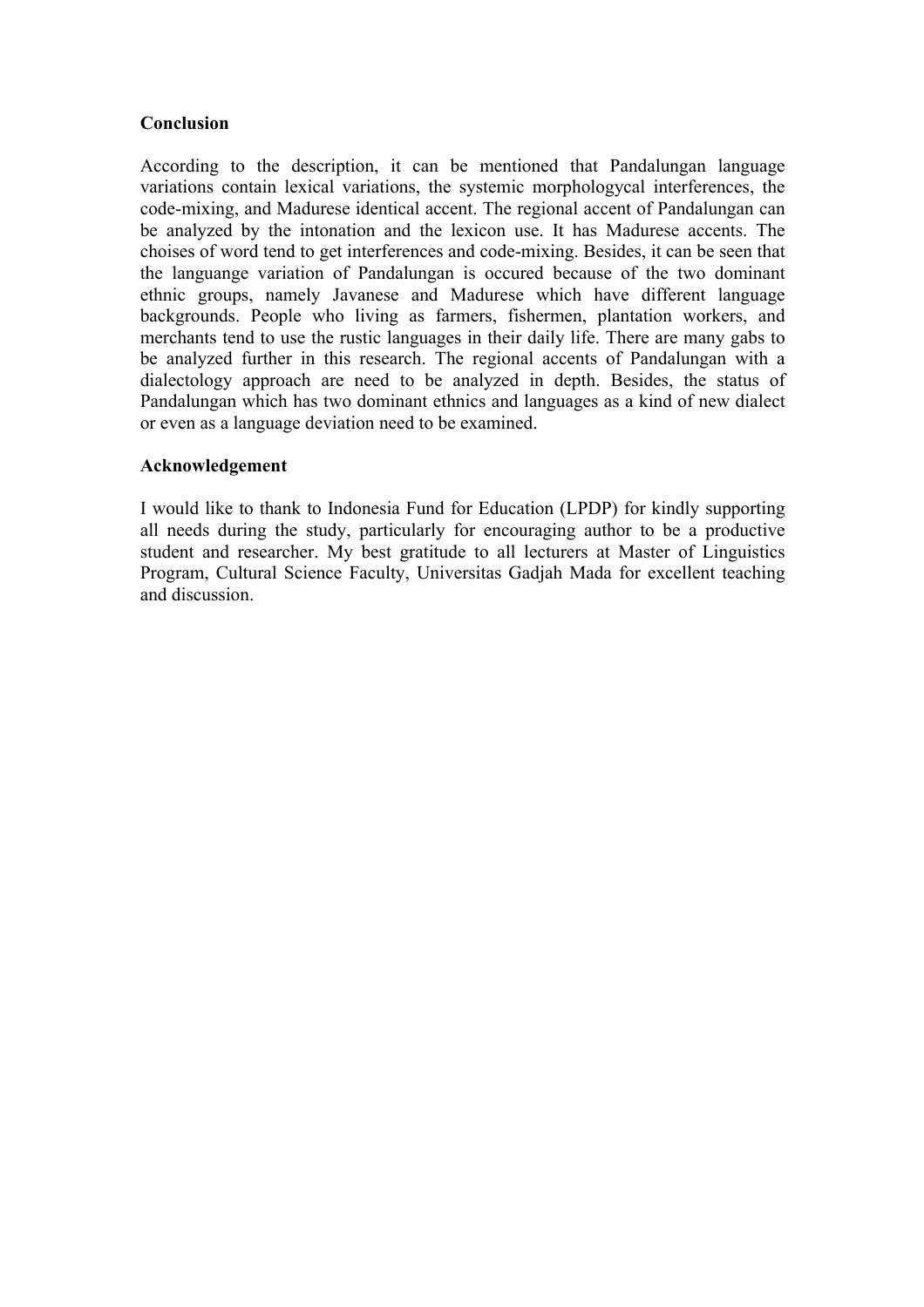## Conclusion

According to the description, it can be mentioned that Pandalungan language variations contain lexical variations, the systemic morphologycal interferences, the code-mixing, and Madurese identical accent. The regional accent of Pandalungan can be analyzed by the intonation and the lexicon use. It has Madurese accents. The choises of word tend to get interferences and code-mixing. Besides, it can be seen that the languange variation of Pandalungan is occured because of the two dominant ethnic groups, namely Javanese and Madurese which have different language backgrounds. People who living as farmers, fishermen, plantation workers, and merchants tend to use the rustic languages in their daily life. There are many gabs to be analyzed further in this research. The regional accents of Pandalungan with a dialectology approach are need to be analyzed in depth. Besides, the status of Pandalungan which has two dominant ethnics and languages as a kind of new dialect or even as a language deviation need to be examined.

## Acknowledgement

I would like to thank to Indonesia Fund for Education (LPDP) for kindly supporting all needs during the study, particularly for encouraging author to be a productive student and researcher. My best gratitude to all lecturers at Master of Linguistics Program, Cultural Science Faculty, Universitas Gadjah Mada for excellent teaching and discussion.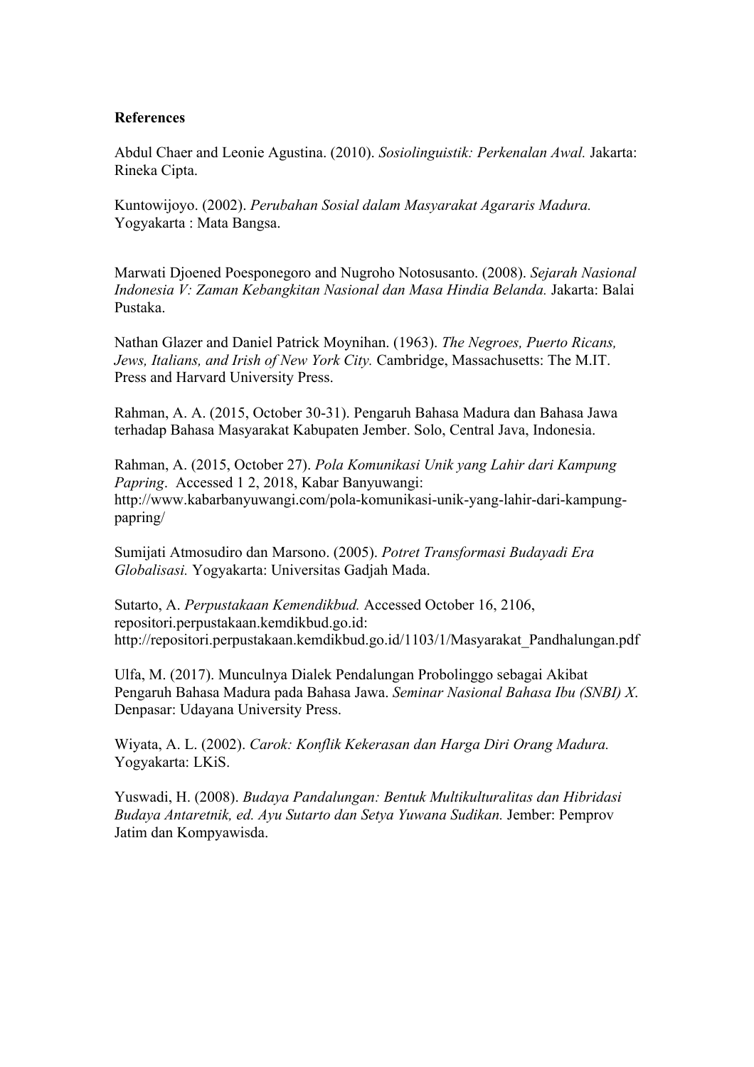**References**

Abdul Chaer and Leonie Agustina. (2010). *Sosiolinguistik: Perkenalan Awal.* Jakarta: Rineka Cipta.

Kuntowijoyo. (2002). *Perubahan Sosial dalam Masyarakat Agararis Madura.* Yogyakarta : Mata Bangsa.

Marwati Djoened Poesponegoro and Nugroho Notosusanto. (2008). *Sejarah Nasional Indonesia V: Zaman Kebangkitan Nasional dan Masa Hindia Belanda.* Jakarta: Balai Pustaka.

Nathan Glazer and Daniel Patrick Moynihan. (1963). *The Negroes, Puerto Ricans, Jews, Italians, and Irish of New York City.* Cambridge, Massachusetts: The M.IT. Press and Harvard University Press.

Rahman, A. A. (2015, October 30-31). Pengaruh Bahasa Madura dan Bahasa Jawa terhadap Bahasa Masyarakat Kabupaten Jember. Solo, Central Java, Indonesia.

Rahman, A. (2015, October 27). *Pola Komunikasi Unik yang Lahir dari Kampung Papring*. Accessed 1 2, 2018, Kabar Banyuwangi: http://www.kabarbanyuwangi.com/pola-komunikasi-unik-yang-lahir-dari-kampung-papring/

Sumijati Atmosudiro dan Marsono. (2005). *Potret Transformasi Budayadi Era Globalisasi.* Yogyakarta: Universitas Gadjah Mada.

Sutarto, A. *Perpustakaan Kemendikbud.* Accessed October 16, 2106, repositori.perpustakaan.kemdikbud.go.id: http://repositori.perpustakaan.kemdikbud.go.id/1103/1/Masyarakat_Pandhalungan.pdf

Ulfa, M. (2017). Munculnya Dialek Pendalungan Probolinggo sebagai Akibat Pengaruh Bahasa Madura pada Bahasa Jawa. *Seminar Nasional Bahasa Ibu (SNBI) X.* Denpasar: Udayana University Press.

Wiyata, A. L. (2002). *Carok: Konflik Kekerasan dan Harga Diri Orang Madura.* Yogyakarta: LKiS.

Yuswadi, H. (2008). *Budaya Pandalungan: Bentuk Multikulturalitas dan Hibridasi Budaya Antaretnik, ed. Ayu Sutarto dan Setya Yuwana Sudikan.* Jember: Pemprov Jatim dan Kompyawisda.